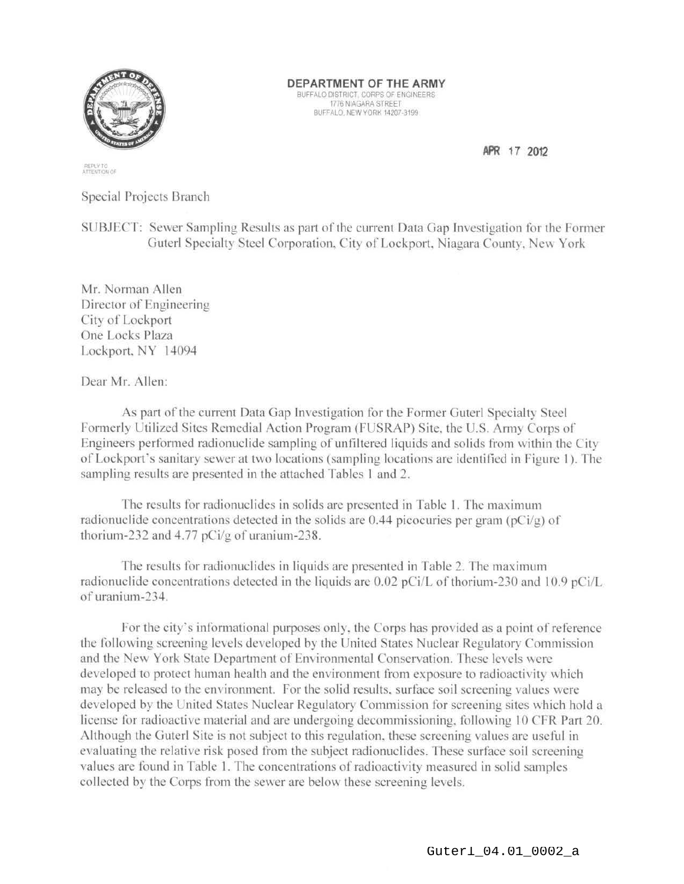**DEPARTMENT OF THE ARMY**
BUFFALO DISTRICT, CORPS OF ENGINEERS
1776 NIAGARA STREET
BUFFALO, NEW YORK 14207-3199

APR 17 2012

REPLY TO
ATTENTION OF

Special Projects Branch

SUBJECT: Sewer Sampling Results as part of the current Data Gap Investigation for the Former Guterl Specialty Steel Corporation, City of Lockport, Niagara County, New York

Mr. Norman Allen
Director of Engineering
City of Lockport
One Locks Plaza
Lockport, NY 14094

Dear Mr. Allen:

As part of the current Data Gap Investigation for the Former Guterl Specialty Steel Formerly Utilized Sites Remedial Action Program (FUSRAP) Site, the U.S. Army Corps of Engineers performed radionuclide sampling of unfiltered liquids and solids from within the City of Lockport's sanitary sewer at two locations (sampling locations are identified in Figure 1). The sampling results are presented in the attached Tables 1 and 2.

The results for radionuclides in solids are presented in Table 1. The maximum radionuclide concentrations detected in the solids are 0.44 picocuries per gram (pCi/g) of thorium-232 and 4.77 pCi/g of uranium-238.

The results for radionuclides in liquids are presented in Table 2. The maximum radionuclide concentrations detected in the liquids are 0.02 pCi/L of thorium-230 and 10.9 pCi/L of uranium-234.

For the city's informational purposes only, the Corps has provided as a point of reference the following screening levels developed by the United States Nuclear Regulatory Commission and the New York State Department of Environmental Conservation. These levels were developed to protect human health and the environment from exposure to radioactivity which may be released to the environment. For the solid results, surface soil screening values were developed by the United States Nuclear Regulatory Commission for screening sites which hold a license for radioactive material and are undergoing decommissioning, following 10 CFR Part 20. Although the Guterl Site is not subject to this regulation, these screening values are useful in evaluating the relative risk posed from the subject radionuclides. These surface soil screening values are found in Table 1. The concentrations of radioactivity measured in solid samples collected by the Corps from the sewer are below these screening levels.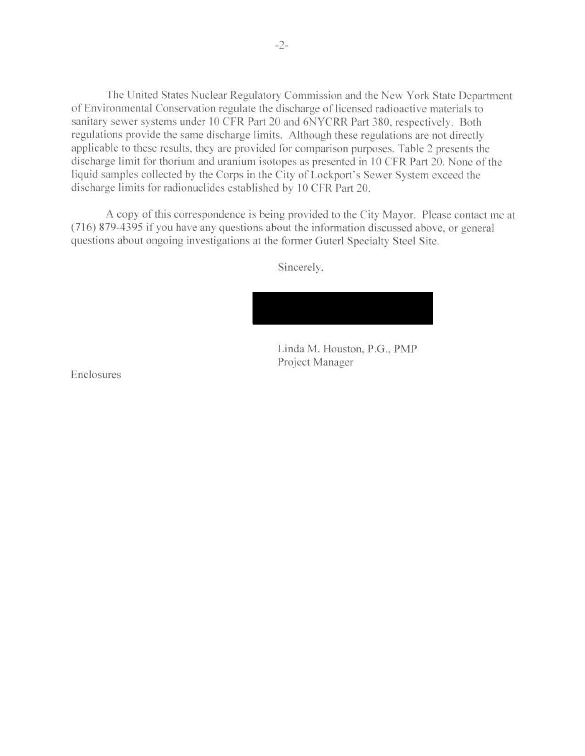The United States Nuclear Regulatory Commission and the New York State Department of Environmental Conservation regulate the discharge of licensed radioactive materials to sanitary sewer systems under 10 CFR Part 20 and 6NYCRR Part 380, respectively. Both regulations provide the same discharge limits. Although these regulations are not directly applicable to these results, they are provided for comparison purposes. Table 2 presents the discharge limit for thorium and uranium isotopes as presented in 10 CFR Part 20. None of the liquid samples collected by the Corps in the City of Lockport's Sewer System exceed the discharge limits for radionuclides established by 10 CFR Part 20.

A copy of this correspondence is being provided to the City Mayor. Please contact me at (716) 879-4395 if you have any questions about the information discussed above, or general questions about ongoing investigations at the former Guterl Specialty Steel Site.

Sincerely,

Linda M. Houston, P.G., PMP
Project Manager

Enclosures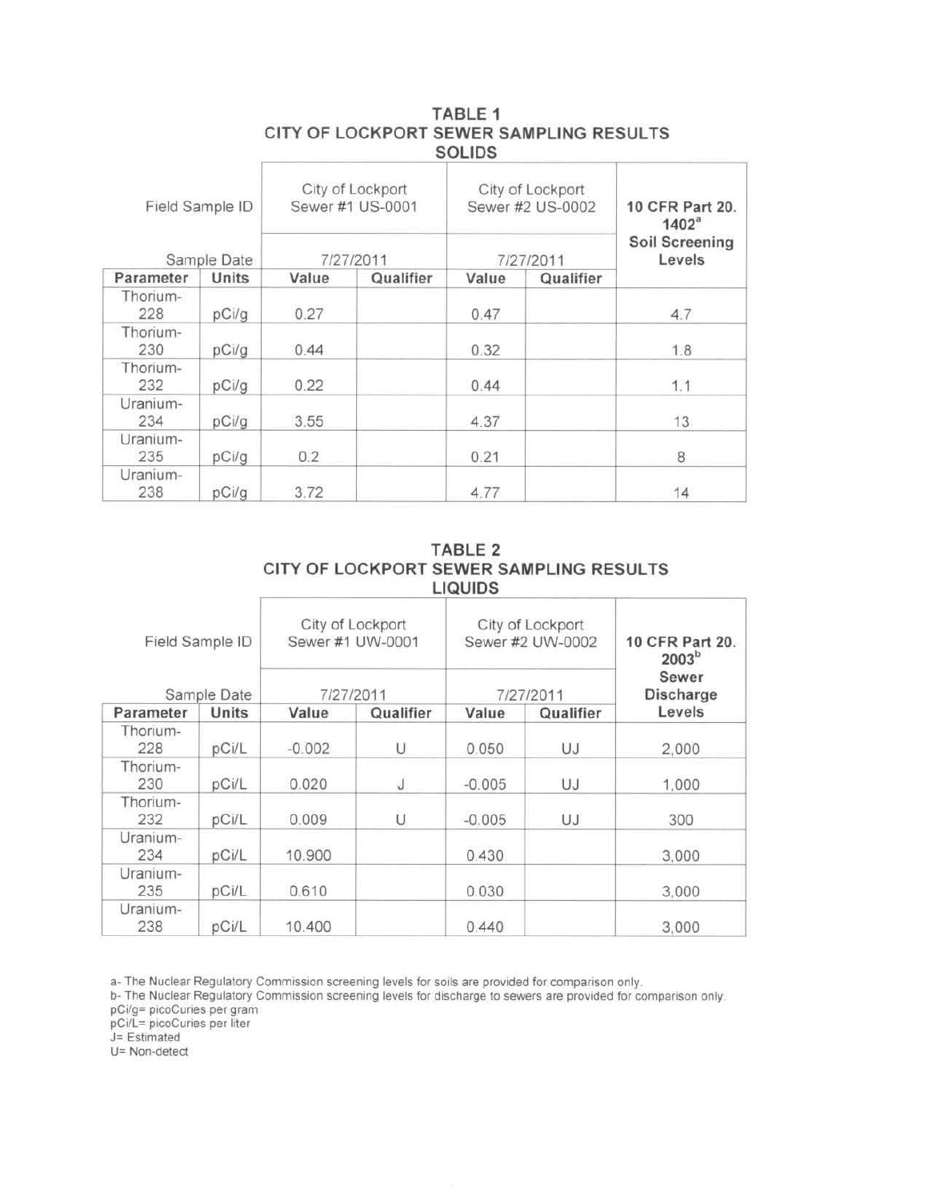## TABLE 1
## CITY OF LOCKPORT SEWER SAMPLING RESULTS
## SOLIDS

| Field Sample ID | | City of Lockport Sewer #1 US-0001 | | City of Lockport Sewer #2 US-0002 | | 10 CFR Part 20. 1402[a] Soil Screening Levels |
|---|---|---|---|---|---|---|
| Sample Date | | 7/27/2011 | | 7/27/2011 | | |
| **Parameter** | **Units** | **Value** | **Qualifier** | **Value** | **Qualifier** | |
| Thorium-228 | pCi/g | 0.27 | | 0.47 | | 4.7 |
| Thorium-230 | pCi/g | 0.44 | | 0.32 | | 1.8 |
| Thorium-232 | pCi/g | 0.22 | | 0.44 | | 1.1 |
| Uranium-234 | pCi/g | 3.55 | | 4.37 | | 13 |
| Uranium-235 | pCi/g | 0.2 | | 0.21 | | 8 |
| Uranium-238 | pCi/g | 3.72 | | 4.77 | | 14 |

## TABLE 2
## CITY OF LOCKPORT SEWER SAMPLING RESULTS
## LIQUIDS

| Field Sample ID | | City of Lockport Sewer #1 UW-0001 | | City of Lockport Sewer #2 UW-0002 | | 10 CFR Part 20. 2003[b] Sewer Discharge Levels |
|---|---|---|---|---|---|---|
| Sample Date | | 7/27/2011 | | 7/27/2011 | | |
| **Parameter** | **Units** | **Value** | **Qualifier** | **Value** | **Qualifier** | |
| Thorium-228 | pCi/L | -0.002 | U | 0.050 | UJ | 2,000 |
| Thorium-230 | pCi/L | 0.020 | J | -0.005 | UJ | 1,000 |
| Thorium-232 | pCi/L | 0.009 | U | -0.005 | UJ | 300 |
| Uranium-234 | pCi/L | 10.900 | | 0.430 | | 3,000 |
| Uranium-235 | pCi/L | 0.610 | | 0.030 | | 3,000 |
| Uranium-238 | pCi/L | 10.400 | | 0.440 | | 3,000 |

a- The Nuclear Regulatory Commission screening levels for soils are provided for comparison only.
b- The Nuclear Regulatory Commission screening levels for discharge to sewers are provided for comparison only.
pCi/g= picoCuries per gram
pCi/L= picoCuries per liter
J= Estimated
U= Non-detect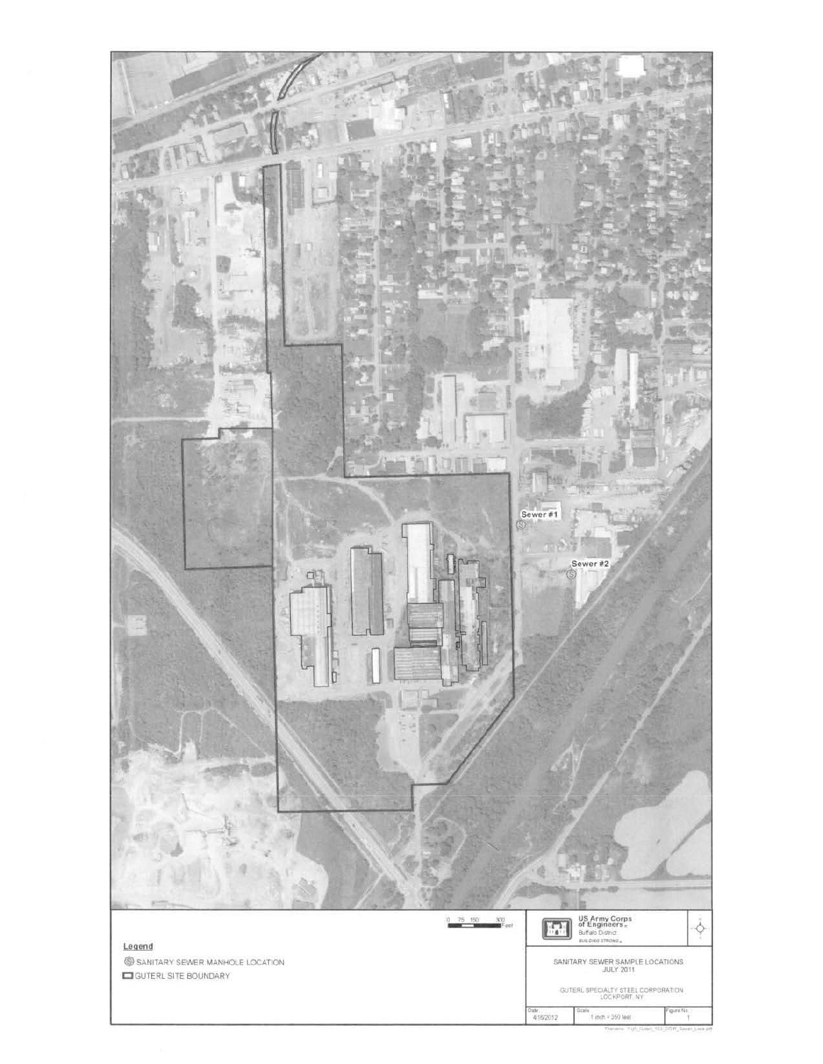Sewer #1

Sewer #2

0 75 150 300 Feet

US Army Corps of Engineers
Buffalo District
BUILDING STRONG

Legend

SANITARY SEWER MANHOLE LOCATION

GUTERL SITE BOUNDARY

SANITARY SEWER SAMPLE LOCATIONS
JULY 2011

GUTERL SPECIALTY STEEL CORPORATION
LOCKPORT, NY

| Date | Scale | Figure No. |
|---|---|---|
| 4/16/2012 | 1 inch = 350 feet | 1 |